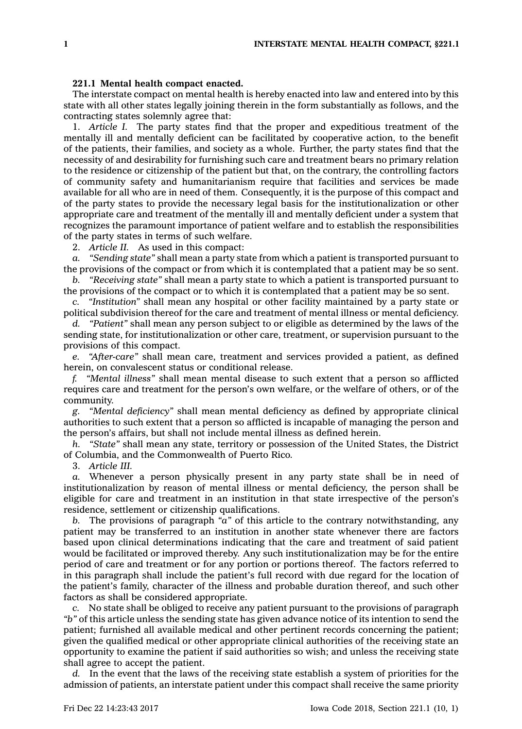**221.1 Mental health compact enacted.**

The interstate compact on mental health is hereby enacted into law and entered into by this state with all other states legally joining therein in the form substantially as follows, and the contracting states solemnly agree that:

1. *Article I.* The party states find that the proper and expeditious treatment of the mentally ill and mentally deficient can be facilitated by cooperative action, to the benefit of the patients, their families, and society as a whole. Further, the party states find that the necessity of and desirability for furnishing such care and treatment bears no primary relation to the residence or citizenship of the patient but that, on the contrary, the controlling factors of community safety and humanitarianism require that facilities and services be made available for all who are in need of them. Consequently, it is the purpose of this compact and of the party states to provide the necessary legal basis for the institutionalization or other appropriate care and treatment of the mentally ill and mentally deficient under a system that recognizes the paramount importance of patient welfare and to establish the responsibilities of the party states in terms of such welfare.

2. *Article II.* As used in this compact:

*a. "Sending state"* shall mean a party state from which a patient is transported pursuant to the provisions of the compact or from which it is contemplated that a patient may be so sent.

*b. "Receiving state"* shall mean a party state to which a patient is transported pursuant to the provisions of the compact or to which it is contemplated that a patient may be so sent.

*c. "Institution"* shall mean any hospital or other facility maintained by a party state or political subdivision thereof for the care and treatment of mental illness or mental deficiency.

*d. "Patient"* shall mean any person subject to or eligible as determined by the laws of the sending state, for institutionalization or other care, treatment, or supervision pursuant to the provisions of this compact.

*e. "After-care"* shall mean care, treatment and services provided a patient, as defined herein, on convalescent status or conditional release.

*f. "Mental illness"* shall mean mental disease to such extent that a person so afflicted requires care and treatment for the person's own welfare, or the welfare of others, or of the community.

*g. "Mental deficiency"* shall mean mental deficiency as defined by appropriate clinical authorities to such extent that a person so afflicted is incapable of managing the person and the person's affairs, but shall not include mental illness as defined herein.

*h. "State"* shall mean any state, territory or possession of the United States, the District of Columbia, and the Commonwealth of Puerto Rico.

3. *Article III.*

*a.* Whenever a person physically present in any party state shall be in need of institutionalization by reason of mental illness or mental deficiency, the person shall be eligible for care and treatment in an institution in that state irrespective of the person's residence, settlement or citizenship qualifications.

*b.* The provisions of paragraph *"a"* of this article to the contrary notwithstanding, any patient may be transferred to an institution in another state whenever there are factors based upon clinical determinations indicating that the care and treatment of said patient would be facilitated or improved thereby. Any such institutionalization may be for the entire period of care and treatment or for any portion or portions thereof. The factors referred to in this paragraph shall include the patient's full record with due regard for the location of the patient's family, character of the illness and probable duration thereof, and such other factors as shall be considered appropriate.

*c.* No state shall be obliged to receive any patient pursuant to the provisions of paragraph *"b"* of this article unless the sending state has given advance notice of its intention to send the patient; furnished all available medical and other pertinent records concerning the patient; given the qualified medical or other appropriate clinical authorities of the receiving state an opportunity to examine the patient if said authorities so wish; and unless the receiving state shall agree to accept the patient.

*d.* In the event that the laws of the receiving state establish a system of priorities for the admission of patients, an interstate patient under this compact shall receive the same priority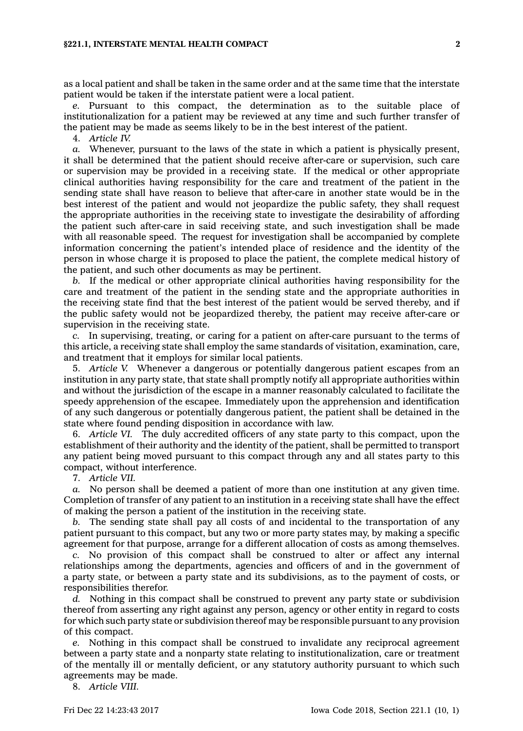as a local patient and shall be taken in the same order and at the same time that the interstate patient would be taken if the interstate patient were a local patient.

*e.* Pursuant to this compact, the determination as to the suitable place of institutionalization for a patient may be reviewed at any time and such further transfer of the patient may be made as seems likely to be in the best interest of the patient.

4. *Article IV.*

*a.* Whenever, pursuant to the laws of the state in which a patient is physically present, it shall be determined that the patient should receive after-care or supervision, such care or supervision may be provided in a receiving state. If the medical or other appropriate clinical authorities having responsibility for the care and treatment of the patient in the sending state shall have reason to believe that after-care in another state would be in the best interest of the patient and would not jeopardize the public safety, they shall request the appropriate authorities in the receiving state to investigate the desirability of affording the patient such after-care in said receiving state, and such investigation shall be made with all reasonable speed. The request for investigation shall be accompanied by complete information concerning the patient's intended place of residence and the identity of the person in whose charge it is proposed to place the patient, the complete medical history of the patient, and such other documents as may be pertinent.

*b.* If the medical or other appropriate clinical authorities having responsibility for the care and treatment of the patient in the sending state and the appropriate authorities in the receiving state find that the best interest of the patient would be served thereby, and if the public safety would not be jeopardized thereby, the patient may receive after-care or supervision in the receiving state.

*c.* In supervising, treating, or caring for a patient on after-care pursuant to the terms of this article, a receiving state shall employ the same standards of visitation, examination, care, and treatment that it employs for similar local patients.

5. *Article V.* Whenever a dangerous or potentially dangerous patient escapes from an institution in any party state, that state shall promptly notify all appropriate authorities within and without the jurisdiction of the escape in a manner reasonably calculated to facilitate the speedy apprehension of the escapee. Immediately upon the apprehension and identification of any such dangerous or potentially dangerous patient, the patient shall be detained in the state where found pending disposition in accordance with law.

6. *Article VI.* The duly accredited officers of any state party to this compact, upon the establishment of their authority and the identity of the patient, shall be permitted to transport any patient being moved pursuant to this compact through any and all states party to this compact, without interference.

7. *Article VII.*

*a.* No person shall be deemed a patient of more than one institution at any given time. Completion of transfer of any patient to an institution in a receiving state shall have the effect of making the person a patient of the institution in the receiving state.

*b.* The sending state shall pay all costs of and incidental to the transportation of any patient pursuant to this compact, but any two or more party states may, by making a specific agreement for that purpose, arrange for a different allocation of costs as among themselves.

*c.* No provision of this compact shall be construed to alter or affect any internal relationships among the departments, agencies and officers of and in the government of a party state, or between a party state and its subdivisions, as to the payment of costs, or responsibilities therefor.

*d.* Nothing in this compact shall be construed to prevent any party state or subdivision thereof from asserting any right against any person, agency or other entity in regard to costs for which such party state or subdivision thereof may be responsible pursuant to any provision of this compact.

*e.* Nothing in this compact shall be construed to invalidate any reciprocal agreement between a party state and a nonparty state relating to institutionalization, care or treatment of the mentally ill or mentally deficient, or any statutory authority pursuant to which such agreements may be made.

8. *Article VIII.*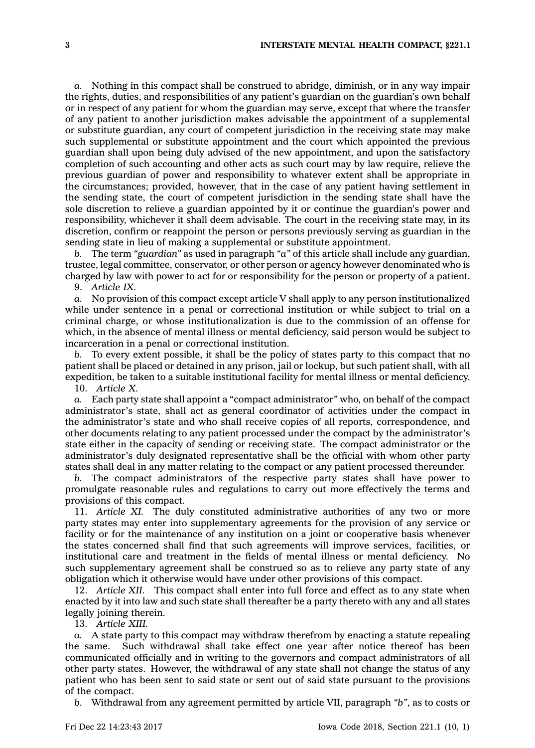*a.* Nothing in this compact shall be construed to abridge, diminish, or in any way impair the rights, duties, and responsibilities of any patient's guardian on the guardian's own behalf or in respect of any patient for whom the guardian may serve, except that where the transfer of any patient to another jurisdiction makes advisable the appointment of a supplemental or substitute guardian, any court of competent jurisdiction in the receiving state may make such supplemental or substitute appointment and the court which appointed the previous guardian shall upon being duly advised of the new appointment, and upon the satisfactory completion of such accounting and other acts as such court may by law require, relieve the previous guardian of power and responsibility to whatever extent shall be appropriate in the circumstances; provided, however, that in the case of any patient having settlement in the sending state, the court of competent jurisdiction in the sending state shall have the sole discretion to relieve a guardian appointed by it or continue the guardian's power and responsibility, whichever it shall deem advisable. The court in the receiving state may, in its discretion, confirm or reappoint the person or persons previously serving as guardian in the sending state in lieu of making a supplemental or substitute appointment.

*b.* The term *"guardian"* as used in paragraph *"a"* of this article shall include any guardian, trustee, legal committee, conservator, or other person or agency however denominated who is charged by law with power to act for or responsibility for the person or property of a patient.

9. *Article IX.*

*a.* No provision of this compact except article V shall apply to any person institutionalized while under sentence in a penal or correctional institution or while subject to trial on a criminal charge, or whose institutionalization is due to the commission of an offense for which, in the absence of mental illness or mental deficiency, said person would be subject to incarceration in a penal or correctional institution.

*b.* To every extent possible, it shall be the policy of states party to this compact that no patient shall be placed or detained in any prison, jail or lockup, but such patient shall, with all expedition, be taken to a suitable institutional facility for mental illness or mental deficiency.

10. *Article X.*

*a.* Each party state shall appoint a "compact administrator" who, on behalf of the compact administrator's state, shall act as general coordinator of activities under the compact in the administrator's state and who shall receive copies of all reports, correspondence, and other documents relating to any patient processed under the compact by the administrator's state either in the capacity of sending or receiving state. The compact administrator or the administrator's duly designated representative shall be the official with whom other party states shall deal in any matter relating to the compact or any patient processed thereunder.

*b.* The compact administrators of the respective party states shall have power to promulgate reasonable rules and regulations to carry out more effectively the terms and provisions of this compact.

11. *Article XI.* The duly constituted administrative authorities of any two or more party states may enter into supplementary agreements for the provision of any service or facility or for the maintenance of any institution on a joint or cooperative basis whenever the states concerned shall find that such agreements will improve services, facilities, or institutional care and treatment in the fields of mental illness or mental deficiency. No such supplementary agreement shall be construed so as to relieve any party state of any obligation which it otherwise would have under other provisions of this compact.

12. *Article XII.* This compact shall enter into full force and effect as to any state when enacted by it into law and such state shall thereafter be a party thereto with any and all states legally joining therein.

13. *Article XIII.*

*a.* A state party to this compact may withdraw therefrom by enacting a statute repealing the same. Such withdrawal shall take effect one year after notice thereof has been communicated officially and in writing to the governors and compact administrators of all other party states. However, the withdrawal of any state shall not change the status of any patient who has been sent to said state or sent out of said state pursuant to the provisions of the compact.

*b.* Withdrawal from any agreement permitted by article VII, paragraph *"b"*, as to costs or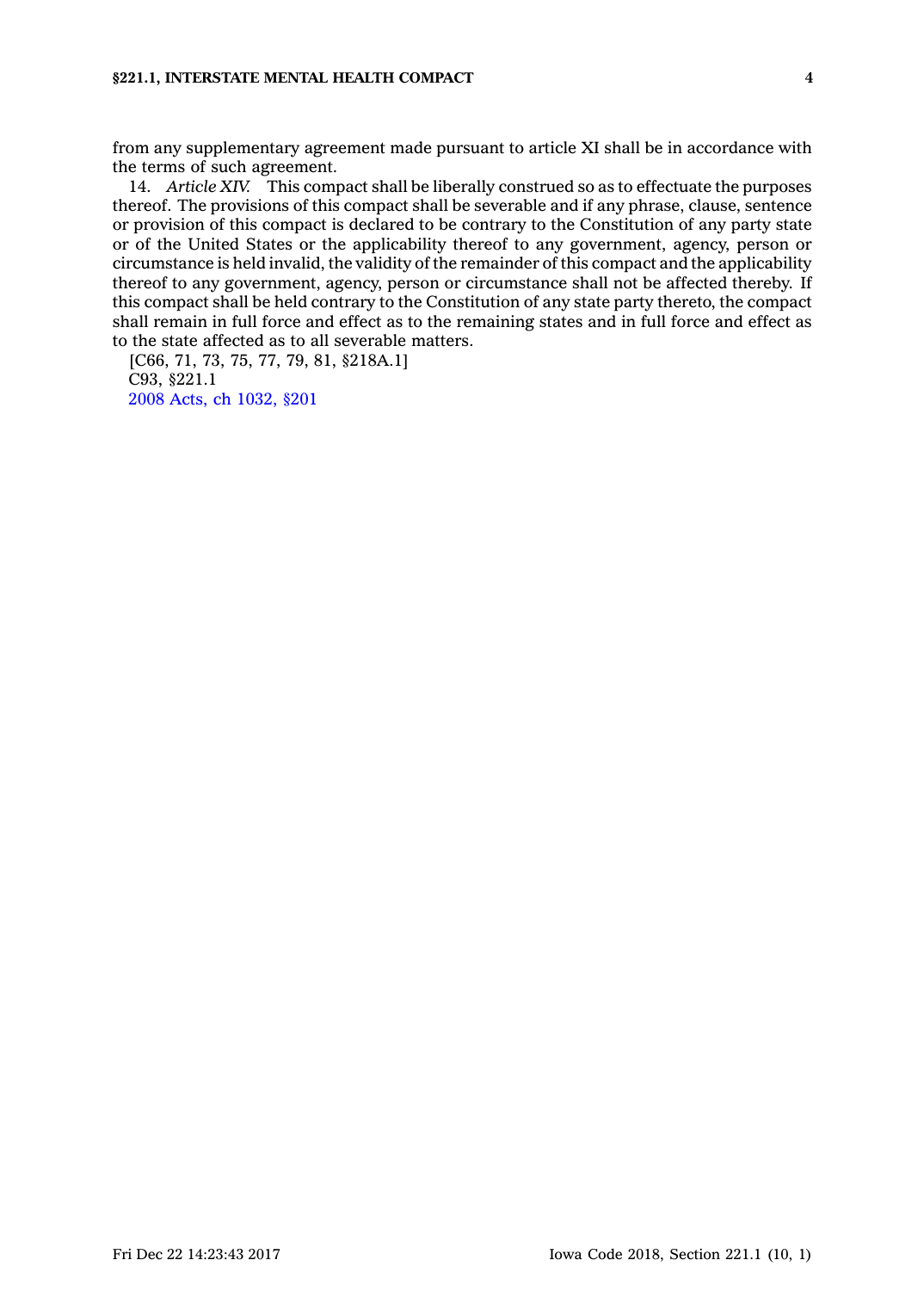from any supplementary agreement made pursuant to article XI shall be in accordance with the terms of such agreement.

14. *Article XIV.* This compact shall be liberally construed so as to effectuate the purposes thereof. The provisions of this compact shall be severable and if any phrase, clause, sentence or provision of this compact is declared to be contrary to the Constitution of any party state or of the United States or the applicability thereof to any government, agency, person or circumstance is held invalid, the validity of the remainder of this compact and the applicability thereof to any government, agency, person or circumstance shall not be affected thereby. If this compact shall be held contrary to the Constitution of any state party thereto, the compact shall remain in full force and effect as to the remaining states and in full force and effect as to the state affected as to all severable matters.

[C66, 71, 73, 75, 77, 79, 81, §218A.1]

C93, §221.1

2008 Acts, ch 1032, §201